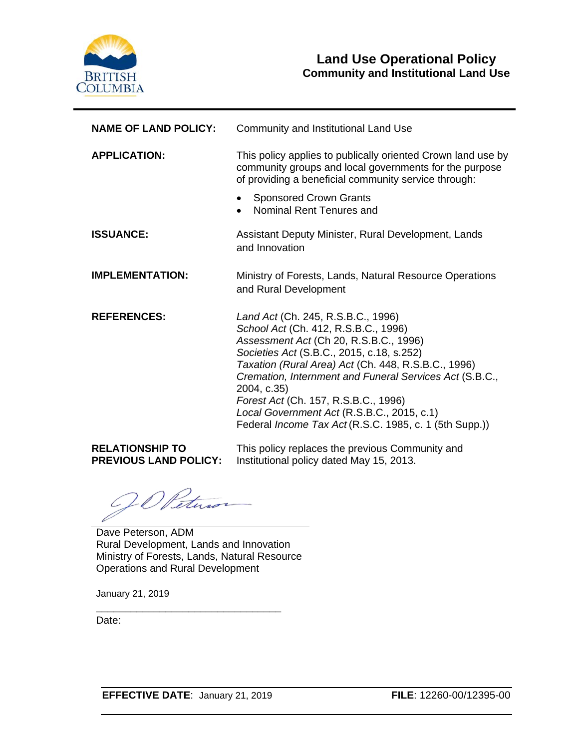# Land Use Operational Policy
## Community and Institutional Land Use

**NAME OF LAND POLICY:** Community and Institutional Land Use

**APPLICATION:** This policy applies to publically oriented Crown land use by community groups and local governments for the purpose of providing a beneficial community service through:

- Sponsored Crown Grants
- Nominal Rent Tenures and

**ISSUANCE:** Assistant Deputy Minister, Rural Development, Lands and Innovation

**IMPLEMENTATION:** Ministry of Forests, Lands, Natural Resource Operations and Rural Development

**REFERENCES:**
*Land Act* (Ch. 245, R.S.B.C., 1996)
*School Act* (Ch. 412, R.S.B.C., 1996)
*Assessment Act* (Ch 20, R.S.B.C., 1996)
*Societies Act* (S.B.C., 2015, c.18, s.252)
*Taxation (Rural Area) Act* (Ch. 448, R.S.B.C., 1996)
*Cremation, Internment and Funeral Services Act* (S.B.C., 2004, c.35)
*Forest Act* (Ch. 157, R.S.B.C., 1996)
*Local Government Act* (R.S.B.C., 2015, c.1)
Federal *Income Tax Act* (R.S.C. 1985, c. 1 (5th Supp.))

**RELATIONSHIP TO PREVIOUS LAND POLICY:** This policy replaces the previous Community and Institutional policy dated May 15, 2013.

Dave Peterson, ADM
Rural Development, Lands and Innovation
Ministry of Forests, Lands, Natural Resource Operations and Rural Development

January 21, 2019

Date:

**EFFECTIVE DATE**: January 21, 2019 **FILE**: 12260-00/12395-00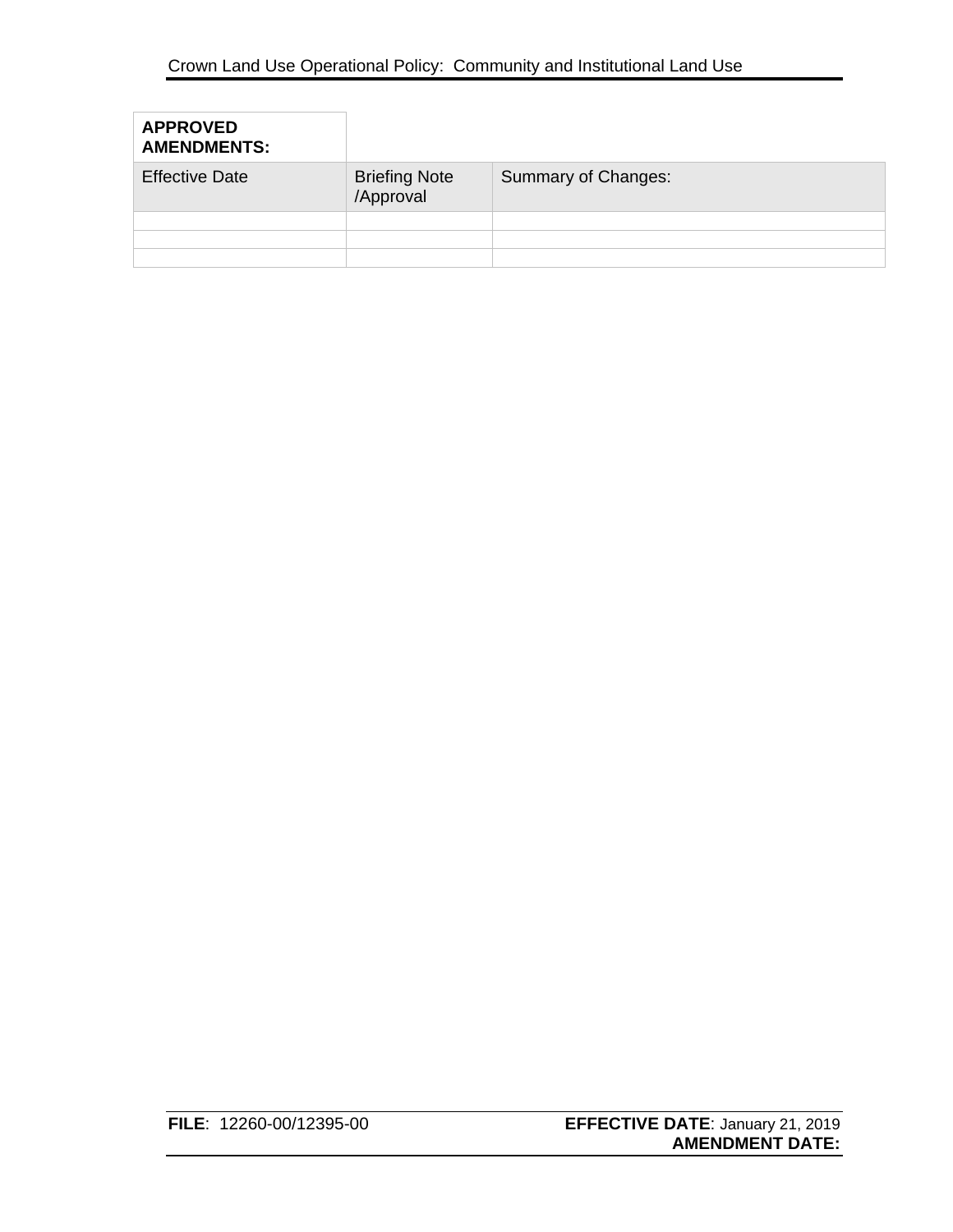| **APPROVED AMENDMENTS:** | | |
|---|---|---|
| Effective Date | Briefing Note /Approval | Summary of Changes: |
| | | |
| | | |
| | | |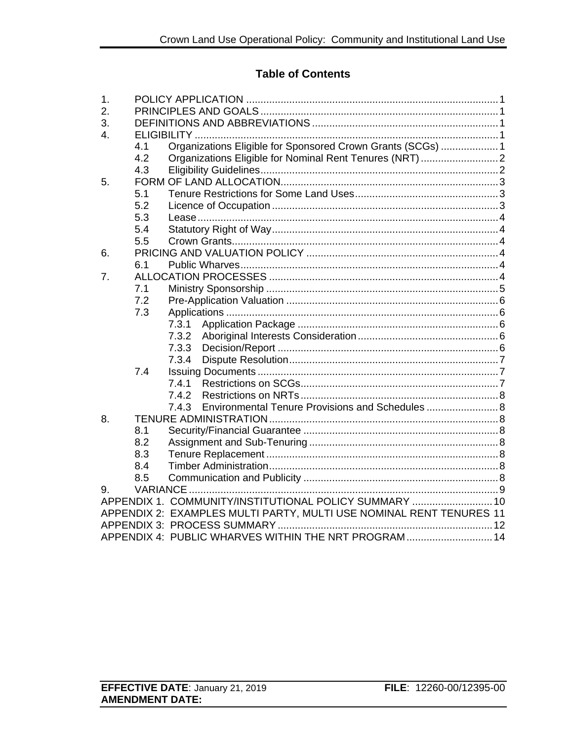## Table of Contents

1. POLICY APPLICATION ........ 1
2. PRINCIPLES AND GOALS ........ 1
3. DEFINITIONS AND ABBREVIATIONS ........ 1
4. ELIGIBILITY ........ 1
   - 4.1 Organizations Eligible for Sponsored Crown Grants (SCGs) ........ 1
   - 4.2 Organizations Eligible for Nominal Rent Tenures (NRT) ........ 2
   - 4.3 Eligibility Guidelines ........ 2
5. FORM OF LAND ALLOCATION ........ 3
   - 5.1 Tenure Restrictions for Some Land Uses ........ 3
   - 5.2 Licence of Occupation ........ 3
   - 5.3 Lease ........ 4
   - 5.4 Statutory Right of Way ........ 4
   - 5.5 Crown Grants ........ 4
6. PRICING AND VALUATION POLICY ........ 4
   - 6.1 Public Wharves ........ 4
7. ALLOCATION PROCESSES ........ 4
   - 7.1 Ministry Sponsorship ........ 5
   - 7.2 Pre-Application Valuation ........ 6
   - 7.3 Applications ........ 6
     - 7.3.1 Application Package ........ 6
     - 7.3.2 Aboriginal Interests Consideration ........ 6
     - 7.3.3 Decision/Report ........ 6
     - 7.3.4 Dispute Resolution ........ 7
   - 7.4 Issuing Documents ........ 7
     - 7.4.1 Restrictions on SCGs ........ 7
     - 7.4.2 Restrictions on NRTs ........ 8
     - 7.4.3 Environmental Tenure Provisions and Schedules ........ 8
8. TENURE ADMINISTRATION ........ 8
   - 8.1 Security/Financial Guarantee ........ 8
   - 8.2 Assignment and Sub-Tenuring ........ 8
   - 8.3 Tenure Replacement ........ 8
   - 8.4 Timber Administration ........ 8
   - 8.5 Communication and Publicity ........ 8
9. VARIANCE ........ 9

APPENDIX 1. COMMUNITY/INSTITUTIONAL POLICY SUMMARY ........ 10

APPENDIX 2: EXAMPLES MULTI PARTY, MULTI USE NOMINAL RENT TENURES 11

APPENDIX 3: PROCESS SUMMARY ........ 12

APPENDIX 4: PUBLIC WHARVES WITHIN THE NRT PROGRAM ........ 14

**EFFECTIVE DATE**: January 21, 2019 **FILE**: 12260-00/12395-00
**AMENDMENT DATE:**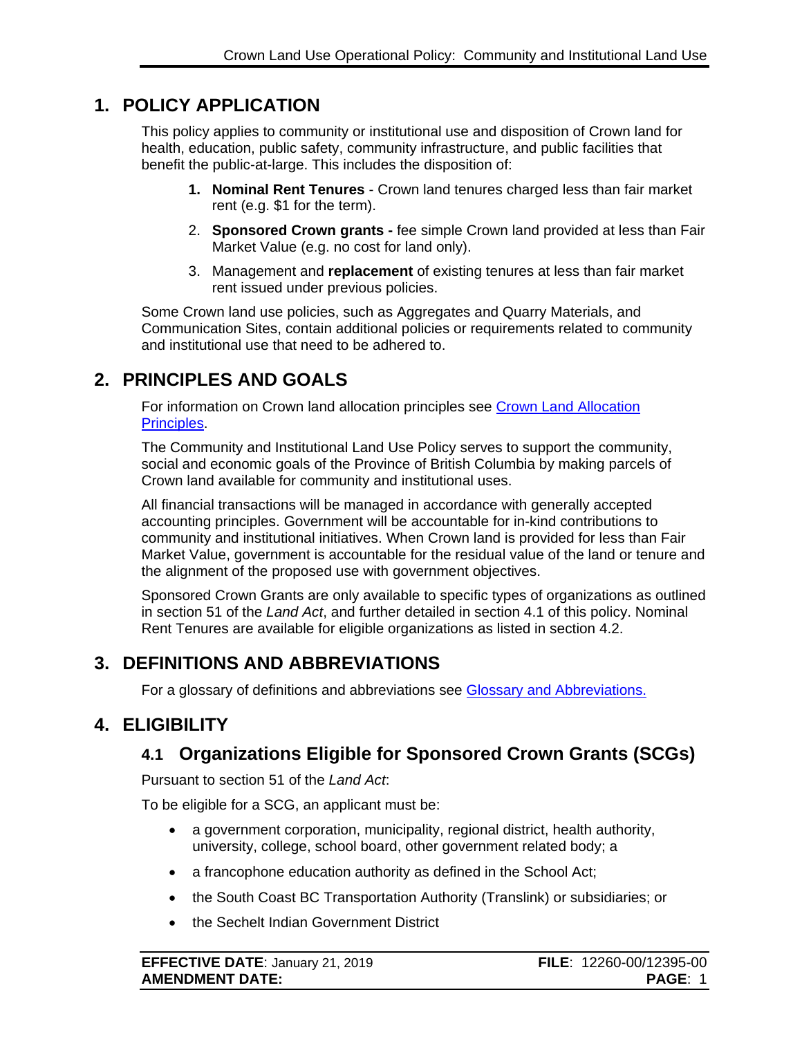# 1. POLICY APPLICATION

This policy applies to community or institutional use and disposition of Crown land for health, education, public safety, community infrastructure, and public facilities that benefit the public-at-large. This includes the disposition of:

1. **Nominal Rent Tenures** - Crown land tenures charged less than fair market rent (e.g. $1 for the term).
2. **Sponsored Crown grants -** fee simple Crown land provided at less than Fair Market Value (e.g. no cost for land only).
3. Management and **replacement** of existing tenures at less than fair market rent issued under previous policies.

Some Crown land use policies, such as Aggregates and Quarry Materials, and Communication Sites, contain additional policies or requirements related to community and institutional use that need to be adhered to.

# 2. PRINCIPLES AND GOALS

For information on Crown land allocation principles see [Crown Land Allocation Principles](Crown Land Allocation Principles).

The Community and Institutional Land Use Policy serves to support the community, social and economic goals of the Province of British Columbia by making parcels of Crown land available for community and institutional uses.

All financial transactions will be managed in accordance with generally accepted accounting principles. Government will be accountable for in-kind contributions to community and institutional initiatives. When Crown land is provided for less than Fair Market Value, government is accountable for the residual value of the land or tenure and the alignment of the proposed use with government objectives.

Sponsored Crown Grants are only available to specific types of organizations as outlined in section 51 of the *Land Act*, and further detailed in section 4.1 of this policy. Nominal Rent Tenures are available for eligible organizations as listed in section 4.2.

# 3. DEFINITIONS AND ABBREVIATIONS

For a glossary of definitions and abbreviations see [Glossary and Abbreviations.](Glossary and Abbreviations.)

# 4. ELIGIBILITY

## 4.1 Organizations Eligible for Sponsored Crown Grants (SCGs)

Pursuant to section 51 of the *Land Act*:

To be eligible for a SCG, an applicant must be:

- a government corporation, municipality, regional district, health authority, university, college, school board, other government related body; a
- a francophone education authority as defined in the School Act;
- the South Coast BC Transportation Authority (Translink) or subsidiaries; or
- the Sechelt Indian Government District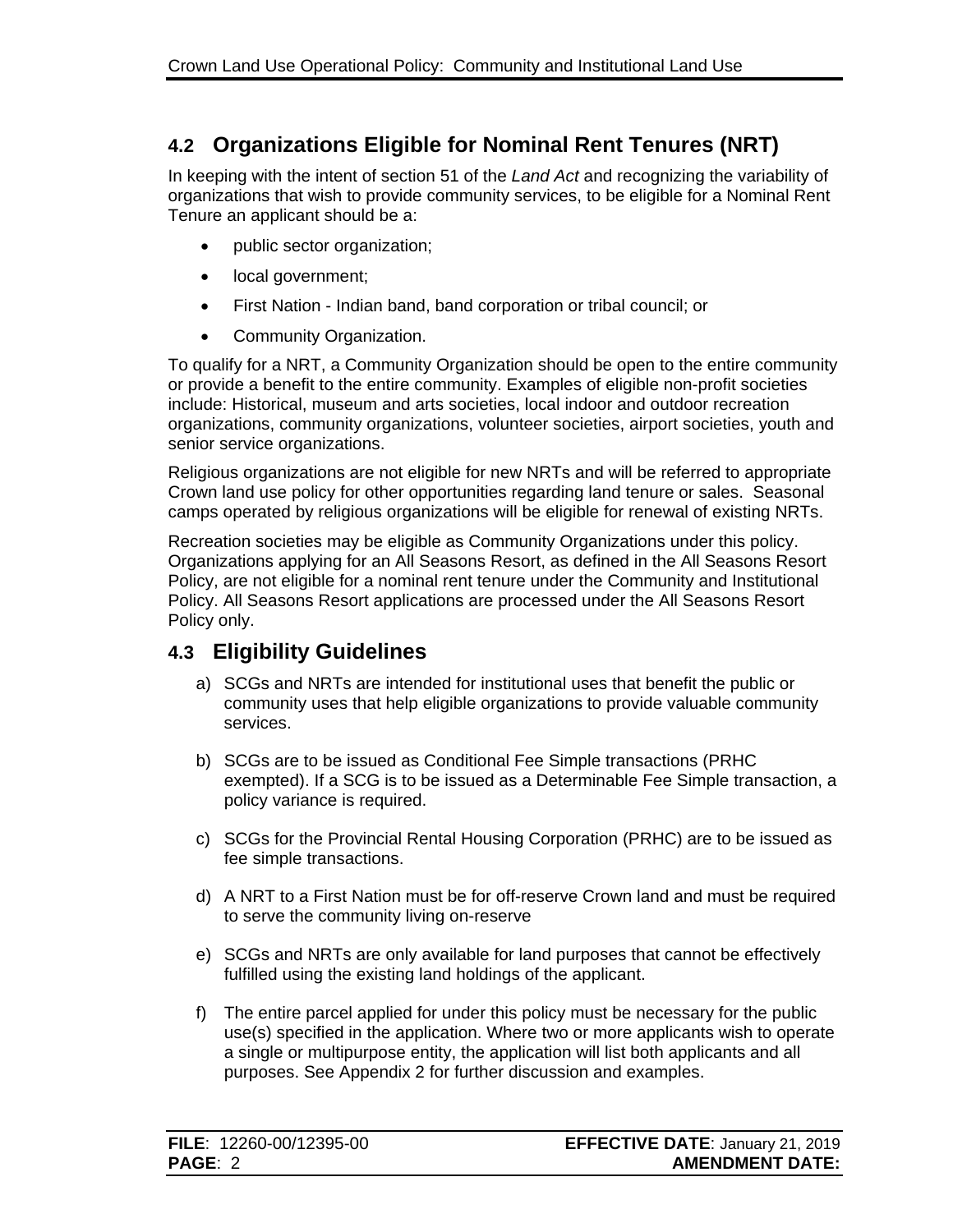## 4.2 Organizations Eligible for Nominal Rent Tenures (NRT)

In keeping with the intent of section 51 of the *Land Act* and recognizing the variability of organizations that wish to provide community services, to be eligible for a Nominal Rent Tenure an applicant should be a:

- public sector organization;
- local government;
- First Nation - Indian band, band corporation or tribal council; or
- Community Organization.

To qualify for a NRT, a Community Organization should be open to the entire community or provide a benefit to the entire community. Examples of eligible non-profit societies include: Historical, museum and arts societies, local indoor and outdoor recreation organizations, community organizations, volunteer societies, airport societies, youth and senior service organizations.

Religious organizations are not eligible for new NRTs and will be referred to appropriate Crown land use policy for other opportunities regarding land tenure or sales. Seasonal camps operated by religious organizations will be eligible for renewal of existing NRTs.

Recreation societies may be eligible as Community Organizations under this policy. Organizations applying for an All Seasons Resort, as defined in the All Seasons Resort Policy, are not eligible for a nominal rent tenure under the Community and Institutional Policy. All Seasons Resort applications are processed under the All Seasons Resort Policy only.

## 4.3 Eligibility Guidelines

a) SCGs and NRTs are intended for institutional uses that benefit the public or community uses that help eligible organizations to provide valuable community services.

b) SCGs are to be issued as Conditional Fee Simple transactions (PRHC exempted). If a SCG is to be issued as a Determinable Fee Simple transaction, a policy variance is required.

c) SCGs for the Provincial Rental Housing Corporation (PRHC) are to be issued as fee simple transactions.

d) A NRT to a First Nation must be for off-reserve Crown land and must be required to serve the community living on-reserve

e) SCGs and NRTs are only available for land purposes that cannot be effectively fulfilled using the existing land holdings of the applicant.

f) The entire parcel applied for under this policy must be necessary for the public use(s) specified in the application. Where two or more applicants wish to operate a single or multipurpose entity, the application will list both applicants and all purposes. See Appendix 2 for further discussion and examples.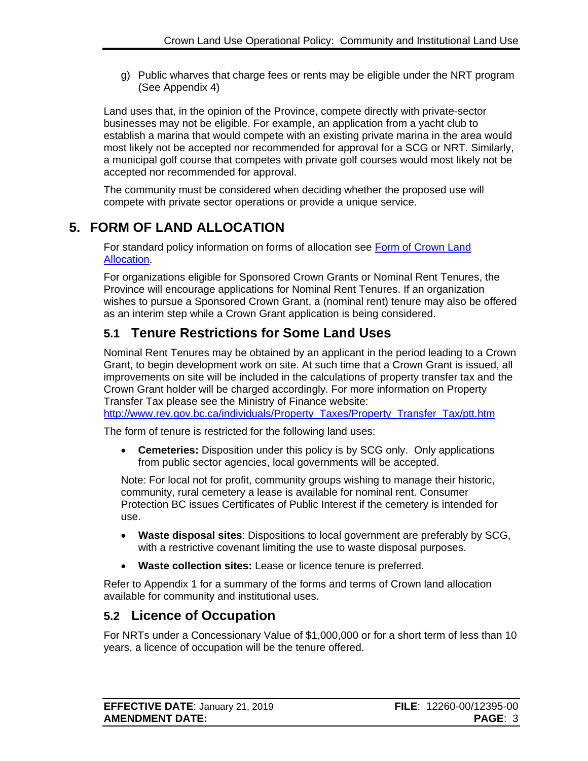g) Public wharves that charge fees or rents may be eligible under the NRT program (See Appendix 4)

Land uses that, in the opinion of the Province, compete directly with private-sector businesses may not be eligible. For example, an application from a yacht club to establish a marina that would compete with an existing private marina in the area would most likely not be accepted nor recommended for approval for a SCG or NRT. Similarly, a municipal golf course that competes with private golf courses would most likely not be accepted nor recommended for approval.

The community must be considered when deciding whether the proposed use will compete with private sector operations or provide a unique service.

# 5. FORM OF LAND ALLOCATION

For standard policy information on forms of allocation see [Form of Crown Land Allocation](Form of Crown Land Allocation).

For organizations eligible for Sponsored Crown Grants or Nominal Rent Tenures, the Province will encourage applications for Nominal Rent Tenures. If an organization wishes to pursue a Sponsored Crown Grant, a (nominal rent) tenure may also be offered as an interim step while a Crown Grant application is being considered.

## 5.1 Tenure Restrictions for Some Land Uses

Nominal Rent Tenures may be obtained by an applicant in the period leading to a Crown Grant, to begin development work on site. At such time that a Crown Grant is issued, all improvements on site will be included in the calculations of property transfer tax and the Crown Grant holder will be charged accordingly. For more information on Property Transfer Tax please see the Ministry of Finance website:
http://www.rev.gov.bc.ca/individuals/Property_Taxes/Property_Transfer_Tax/ptt.htm

The form of tenure is restricted for the following land uses:

- **Cemeteries:** Disposition under this policy is by SCG only. Only applications from public sector agencies, local governments will be accepted.

Note: For local not for profit, community groups wishing to manage their historic, community, rural cemetery a lease is available for nominal rent. Consumer Protection BC issues Certificates of Public Interest if the cemetery is intended for use.

- **Waste disposal sites**: Dispositions to local government are preferably by SCG, with a restrictive covenant limiting the use to waste disposal purposes.
- **Waste collection sites:** Lease or licence tenure is preferred.

Refer to Appendix 1 for a summary of the forms and terms of Crown land allocation available for community and institutional uses.

## 5.2 Licence of Occupation

For NRTs under a Concessionary Value of $1,000,000 or for a short term of less than 10 years, a licence of occupation will be the tenure offered.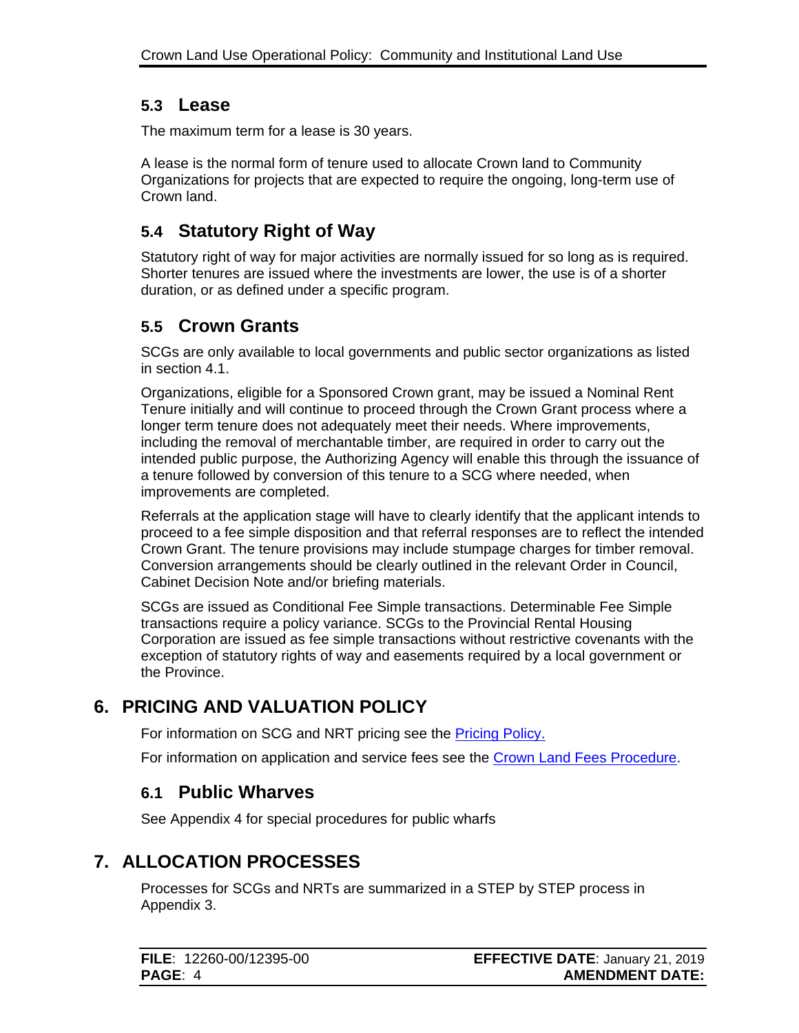## 5.3 Lease

The maximum term for a lease is 30 years.

A lease is the normal form of tenure used to allocate Crown land to Community Organizations for projects that are expected to require the ongoing, long-term use of Crown land.

## 5.4 Statutory Right of Way

Statutory right of way for major activities are normally issued for so long as is required. Shorter tenures are issued where the investments are lower, the use is of a shorter duration, or as defined under a specific program.

## 5.5 Crown Grants

SCGs are only available to local governments and public sector organizations as listed in section 4.1.

Organizations, eligible for a Sponsored Crown grant, may be issued a Nominal Rent Tenure initially and will continue to proceed through the Crown Grant process where a longer term tenure does not adequately meet their needs. Where improvements, including the removal of merchantable timber, are required in order to carry out the intended public purpose, the Authorizing Agency will enable this through the issuance of a tenure followed by conversion of this tenure to a SCG where needed, when improvements are completed.

Referrals at the application stage will have to clearly identify that the applicant intends to proceed to a fee simple disposition and that referral responses are to reflect the intended Crown Grant. The tenure provisions may include stumpage charges for timber removal. Conversion arrangements should be clearly outlined in the relevant Order in Council, Cabinet Decision Note and/or briefing materials.

SCGs are issued as Conditional Fee Simple transactions. Determinable Fee Simple transactions require a policy variance. SCGs to the Provincial Rental Housing Corporation are issued as fee simple transactions without restrictive covenants with the exception of statutory rights of way and easements required by a local government or the Province.

# 6. PRICING AND VALUATION POLICY

For information on SCG and NRT pricing see the Pricing Policy.

For information on application and service fees see the Crown Land Fees Procedure.

## 6.1 Public Wharves

See Appendix 4 for special procedures for public wharfs

# 7. ALLOCATION PROCESSES

Processes for SCGs and NRTs are summarized in a STEP by STEP process in Appendix 3.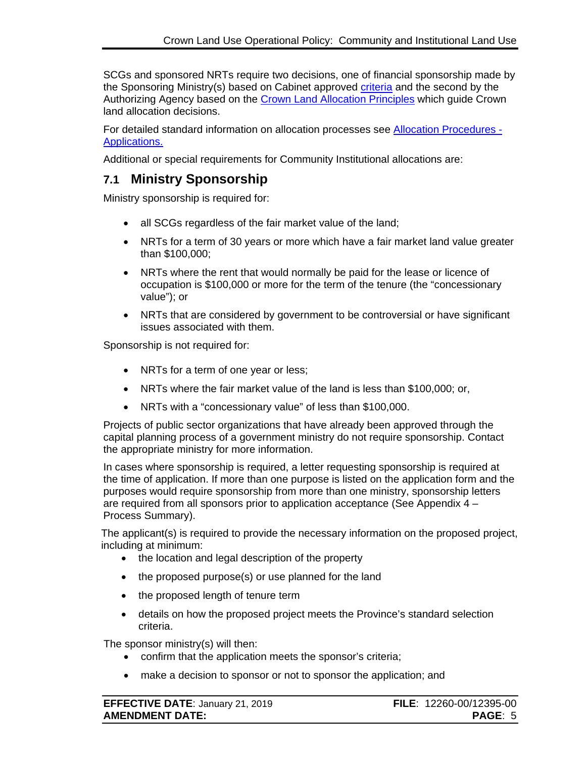SCGs and sponsored NRTs require two decisions, one of financial sponsorship made by the Sponsoring Ministry(s) based on Cabinet approved criteria and the second by the Authorizing Agency based on the Crown Land Allocation Principles which guide Crown land allocation decisions.

For detailed standard information on allocation processes see Allocation Procedures - Applications.

Additional or special requirements for Community Institutional allocations are:

## 7.1 Ministry Sponsorship

Ministry sponsorship is required for:

- all SCGs regardless of the fair market value of the land;
- NRTs for a term of 30 years or more which have a fair market land value greater than $100,000;
- NRTs where the rent that would normally be paid for the lease or licence of occupation is $100,000 or more for the term of the tenure (the "concessionary value"); or
- NRTs that are considered by government to be controversial or have significant issues associated with them.

Sponsorship is not required for:

- NRTs for a term of one year or less;
- NRTs where the fair market value of the land is less than $100,000; or,
- NRTs with a "concessionary value" of less than $100,000.

Projects of public sector organizations that have already been approved through the capital planning process of a government ministry do not require sponsorship. Contact the appropriate ministry for more information.

In cases where sponsorship is required, a letter requesting sponsorship is required at the time of application. If more than one purpose is listed on the application form and the purposes would require sponsorship from more than one ministry, sponsorship letters are required from all sponsors prior to application acceptance (See Appendix 4 – Process Summary).

The applicant(s) is required to provide the necessary information on the proposed project, including at minimum:

- the location and legal description of the property
- the proposed purpose(s) or use planned for the land
- the proposed length of tenure term
- details on how the proposed project meets the Province's standard selection criteria.

The sponsor ministry(s) will then:

- confirm that the application meets the sponsor's criteria;
- make a decision to sponsor or not to sponsor the application; and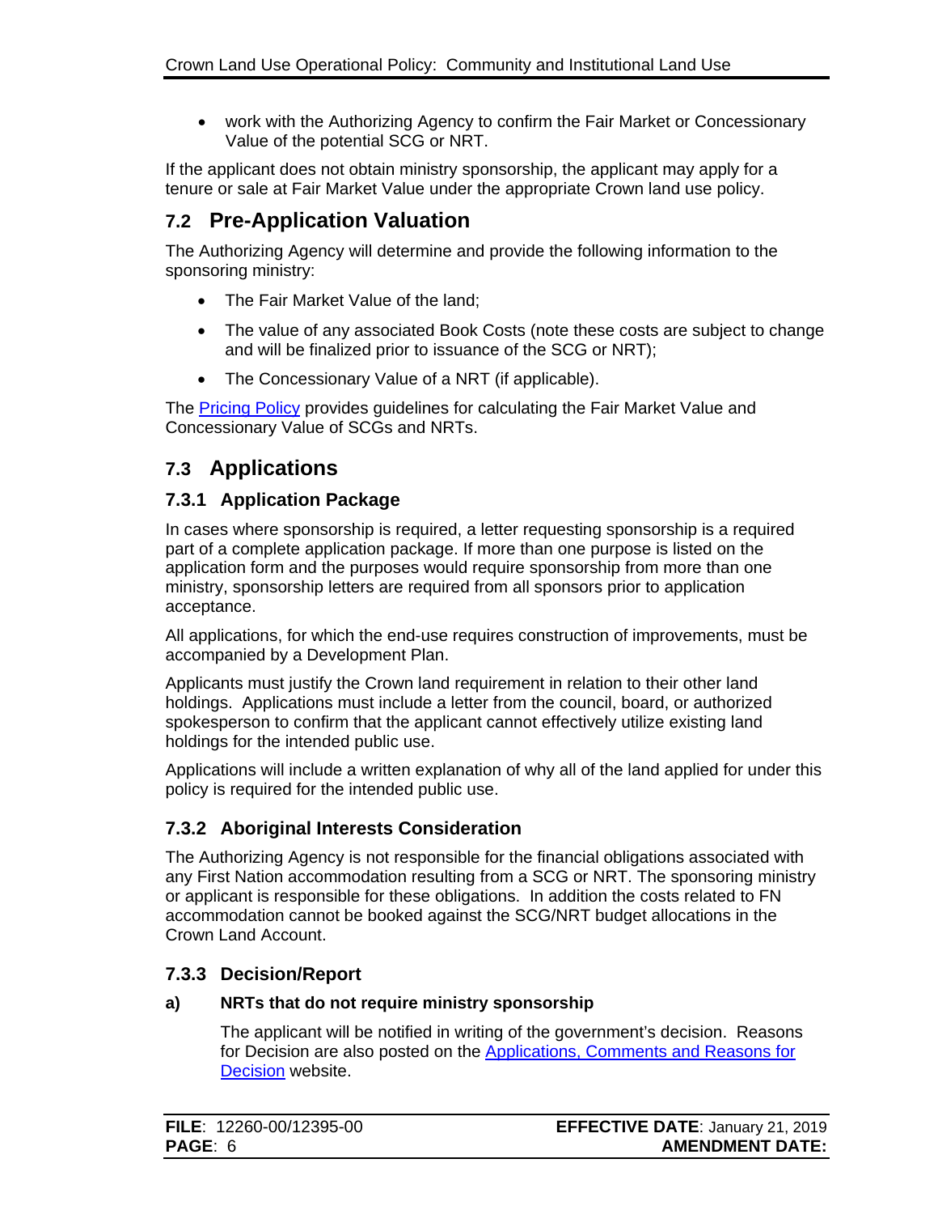- work with the Authorizing Agency to confirm the Fair Market or Concessionary Value of the potential SCG or NRT.

If the applicant does not obtain ministry sponsorship, the applicant may apply for a tenure or sale at Fair Market Value under the appropriate Crown land use policy.

## 7.2 Pre-Application Valuation

The Authorizing Agency will determine and provide the following information to the sponsoring ministry:

- The Fair Market Value of the land;
- The value of any associated Book Costs (note these costs are subject to change and will be finalized prior to issuance of the SCG or NRT);
- The Concessionary Value of a NRT (if applicable).

The Pricing Policy provides guidelines for calculating the Fair Market Value and Concessionary Value of SCGs and NRTs.

## 7.3 Applications

### 7.3.1 Application Package

In cases where sponsorship is required, a letter requesting sponsorship is a required part of a complete application package. If more than one purpose is listed on the application form and the purposes would require sponsorship from more than one ministry, sponsorship letters are required from all sponsors prior to application acceptance.

All applications, for which the end-use requires construction of improvements, must be accompanied by a Development Plan.

Applicants must justify the Crown land requirement in relation to their other land holdings. Applications must include a letter from the council, board, or authorized spokesperson to confirm that the applicant cannot effectively utilize existing land holdings for the intended public use.

Applications will include a written explanation of why all of the land applied for under this policy is required for the intended public use.

### 7.3.2 Aboriginal Interests Consideration

The Authorizing Agency is not responsible for the financial obligations associated with any First Nation accommodation resulting from a SCG or NRT. The sponsoring ministry or applicant is responsible for these obligations. In addition the costs related to FN accommodation cannot be booked against the SCG/NRT budget allocations in the Crown Land Account.

### 7.3.3 Decision/Report

**a) NRTs that do not require ministry sponsorship**

The applicant will be notified in writing of the government's decision. Reasons for Decision are also posted on the Applications, Comments and Reasons for Decision website.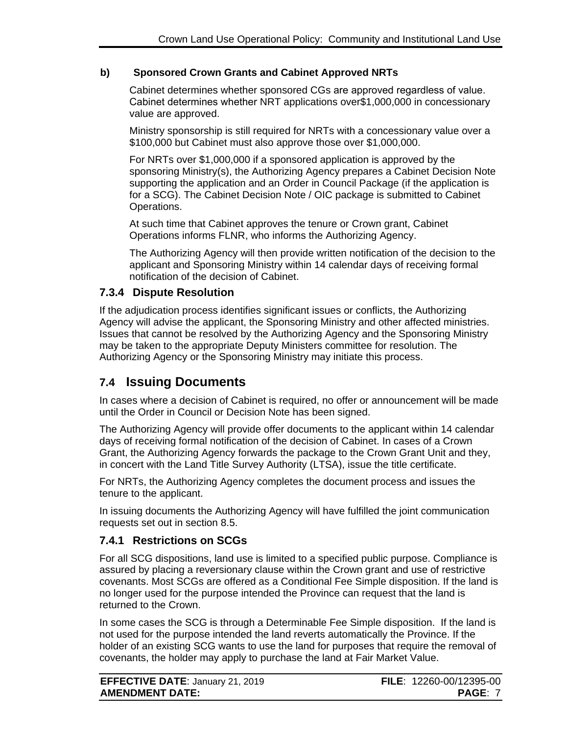#### b) Sponsored Crown Grants and Cabinet Approved NRTs

Cabinet determines whether sponsored CGs are approved regardless of value. Cabinet determines whether NRT applications over$1,000,000 in concessionary value are approved.

Ministry sponsorship is still required for NRTs with a concessionary value over a $100,000 but Cabinet must also approve those over $1,000,000.

For NRTs over $1,000,000 if a sponsored application is approved by the sponsoring Ministry(s), the Authorizing Agency prepares a Cabinet Decision Note supporting the application and an Order in Council Package (if the application is for a SCG). The Cabinet Decision Note / OIC package is submitted to Cabinet Operations.

At such time that Cabinet approves the tenure or Crown grant, Cabinet Operations informs FLNR, who informs the Authorizing Agency.

The Authorizing Agency will then provide written notification of the decision to the applicant and Sponsoring Ministry within 14 calendar days of receiving formal notification of the decision of Cabinet.

### 7.3.4 Dispute Resolution

If the adjudication process identifies significant issues or conflicts, the Authorizing Agency will advise the applicant, the Sponsoring Ministry and other affected ministries. Issues that cannot be resolved by the Authorizing Agency and the Sponsoring Ministry may be taken to the appropriate Deputy Ministers committee for resolution. The Authorizing Agency or the Sponsoring Ministry may initiate this process.

## 7.4 Issuing Documents

In cases where a decision of Cabinet is required, no offer or announcement will be made until the Order in Council or Decision Note has been signed.

The Authorizing Agency will provide offer documents to the applicant within 14 calendar days of receiving formal notification of the decision of Cabinet. In cases of a Crown Grant, the Authorizing Agency forwards the package to the Crown Grant Unit and they, in concert with the Land Title Survey Authority (LTSA), issue the title certificate.

For NRTs, the Authorizing Agency completes the document process and issues the tenure to the applicant.

In issuing documents the Authorizing Agency will have fulfilled the joint communication requests set out in section 8.5.

### 7.4.1 Restrictions on SCGs

For all SCG dispositions, land use is limited to a specified public purpose. Compliance is assured by placing a reversionary clause within the Crown grant and use of restrictive covenants. Most SCGs are offered as a Conditional Fee Simple disposition. If the land is no longer used for the purpose intended the Province can request that the land is returned to the Crown.

In some cases the SCG is through a Determinable Fee Simple disposition. If the land is not used for the purpose intended the land reverts automatically the Province. If the holder of an existing SCG wants to use the land for purposes that require the removal of covenants, the holder may apply to purchase the land at Fair Market Value.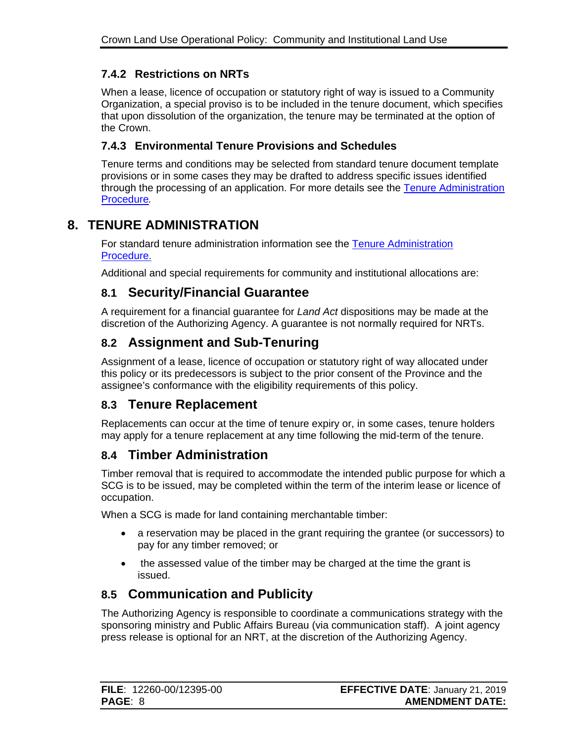### 7.4.2 Restrictions on NRTs

When a lease, licence of occupation or statutory right of way is issued to a Community Organization, a special proviso is to be included in the tenure document, which specifies that upon dissolution of the organization, the tenure may be terminated at the option of the Crown.

### 7.4.3 Environmental Tenure Provisions and Schedules

Tenure terms and conditions may be selected from standard tenure document template provisions or in some cases they may be drafted to address specific issues identified through the processing of an application. For more details see the [Tenure Administration Procedure](#).

# 8. TENURE ADMINISTRATION

For standard tenure administration information see the [Tenure Administration Procedure.](#)

Additional and special requirements for community and institutional allocations are:

## 8.1 Security/Financial Guarantee

A requirement for a financial guarantee for *Land Act* dispositions may be made at the discretion of the Authorizing Agency. A guarantee is not normally required for NRTs.

## 8.2 Assignment and Sub-Tenuring

Assignment of a lease, licence of occupation or statutory right of way allocated under this policy or its predecessors is subject to the prior consent of the Province and the assignee's conformance with the eligibility requirements of this policy.

## 8.3 Tenure Replacement

Replacements can occur at the time of tenure expiry or, in some cases, tenure holders may apply for a tenure replacement at any time following the mid-term of the tenure.

## 8.4 Timber Administration

Timber removal that is required to accommodate the intended public purpose for which a SCG is to be issued, may be completed within the term of the interim lease or licence of occupation.

When a SCG is made for land containing merchantable timber:

- a reservation may be placed in the grant requiring the grantee (or successors) to pay for any timber removed; or
- the assessed value of the timber may be charged at the time the grant is issued.

## 8.5 Communication and Publicity

The Authorizing Agency is responsible to coordinate a communications strategy with the sponsoring ministry and Public Affairs Bureau (via communication staff). A joint agency press release is optional for an NRT, at the discretion of the Authorizing Agency.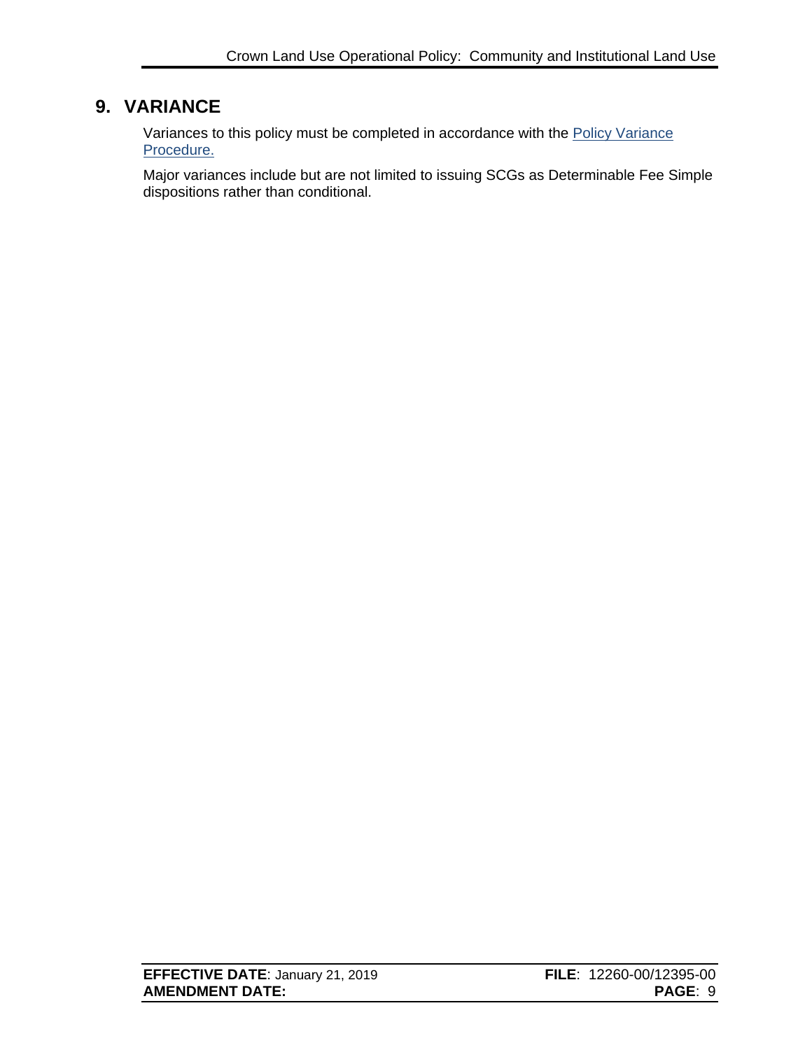## 9. VARIANCE

Variances to this policy must be completed in accordance with the Policy Variance Procedure.

Major variances include but are not limited to issuing SCGs as Determinable Fee Simple dispositions rather than conditional.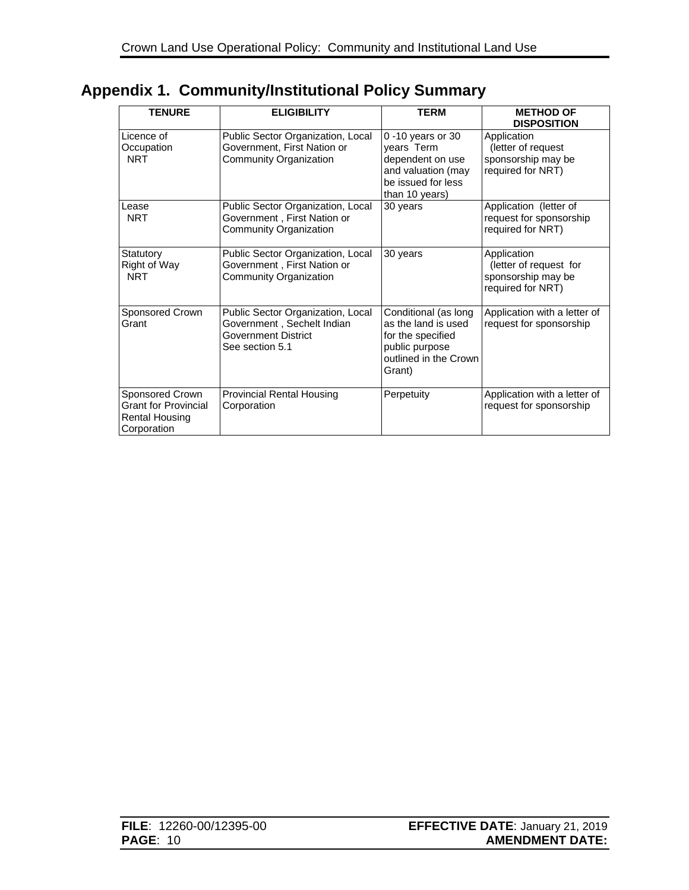# Appendix 1. Community/Institutional Policy Summary

| TENURE | ELIGIBILITY | TERM | METHOD OF DISPOSITION |
|---|---|---|---|
| Licence of Occupation NRT | Public Sector Organization, Local Government, First Nation or Community Organization | 0 -10 years or 30 years Term dependent on use and valuation (may be issued for less than 10 years) | Application (letter of request sponsorship may be required for NRT) |
| Lease NRT | Public Sector Organization, Local Government , First Nation or Community Organization | 30 years | Application (letter of request for sponsorship required for NRT) |
| Statutory Right of Way NRT | Public Sector Organization, Local Government , First Nation or Community Organization | 30 years | Application (letter of request for sponsorship may be required for NRT) |
| Sponsored Crown Grant | Public Sector Organization, Local Government , Sechelt Indian Government District See section 5.1 | Conditional (as long as the land is used for the specified public purpose outlined in the Crown Grant) | Application with a letter of request for sponsorship |
| Sponsored Crown Grant for Provincial Rental Housing Corporation | Provincial Rental Housing Corporation | Perpetuity | Application with a letter of request for sponsorship |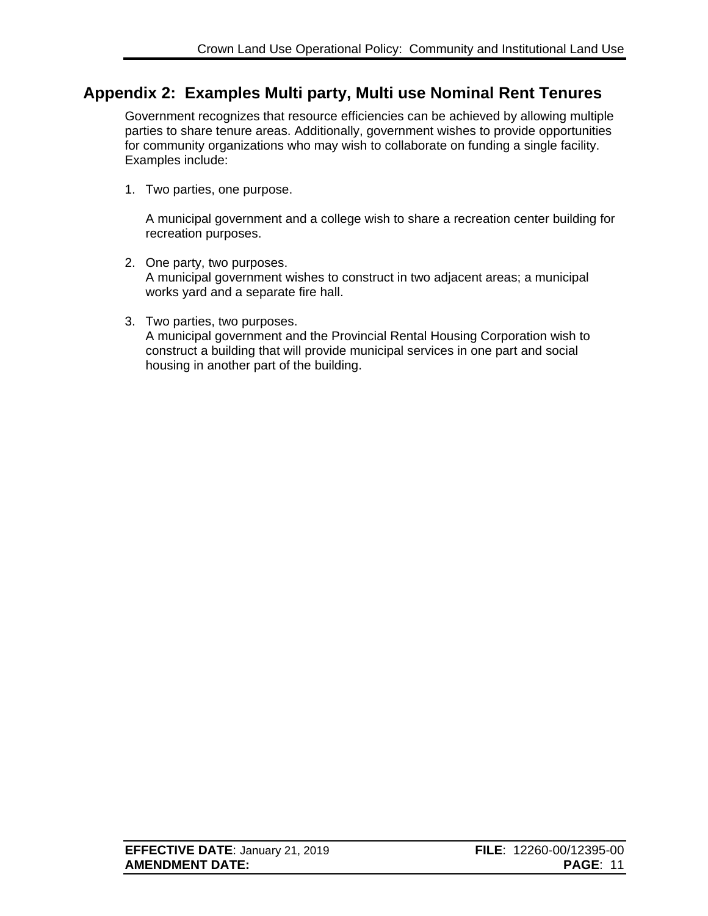## Appendix 2: Examples Multi party, Multi use Nominal Rent Tenures

Government recognizes that resource efficiencies can be achieved by allowing multiple parties to share tenure areas. Additionally, government wishes to provide opportunities for community organizations who may wish to collaborate on funding a single facility. Examples include:

1. Two parties, one purpose.

   A municipal government and a college wish to share a recreation center building for recreation purposes.

2. One party, two purposes.
   A municipal government wishes to construct in two adjacent areas; a municipal works yard and a separate fire hall.

3. Two parties, two purposes.
   A municipal government and the Provincial Rental Housing Corporation wish to construct a building that will provide municipal services in one part and social housing in another part of the building.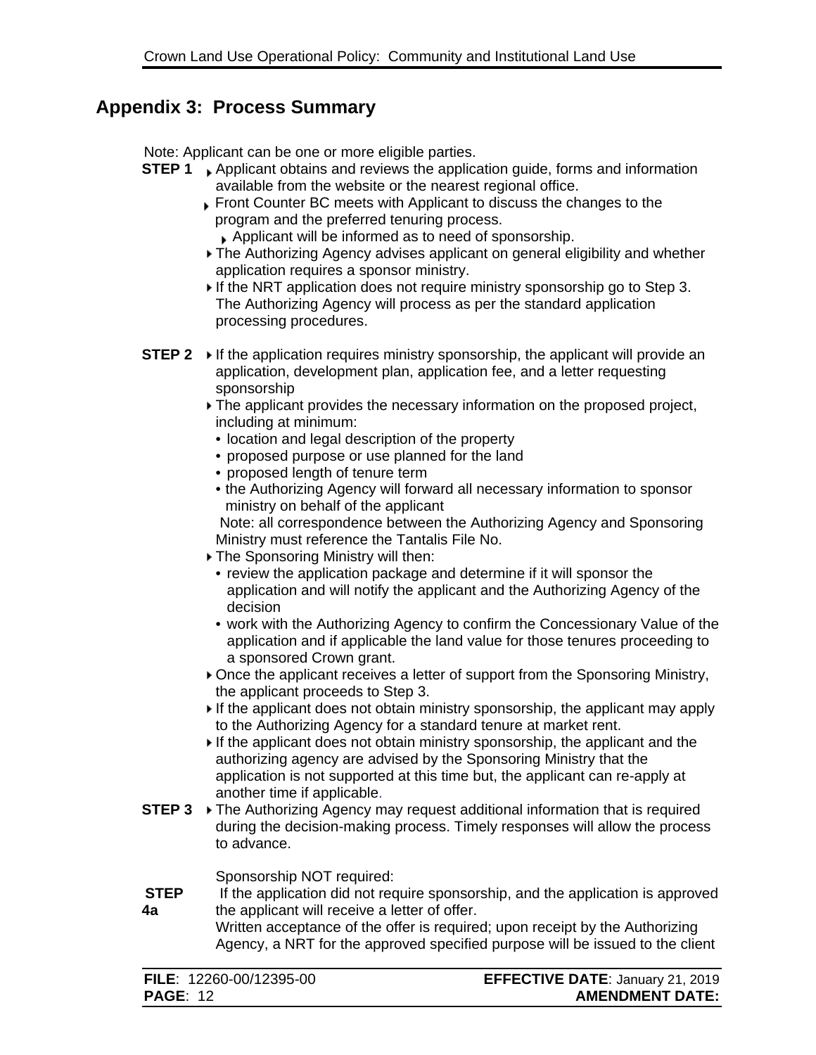## Appendix 3: Process Summary

Note: Applicant can be one or more eligible parties.

**STEP 1**

- Applicant obtains and reviews the application guide, forms and information available from the website or the nearest regional office.
- Front Counter BC meets with Applicant to discuss the changes to the program and the preferred tenuring process.
  - Applicant will be informed as to need of sponsorship.
- The Authorizing Agency advises applicant on general eligibility and whether application requires a sponsor ministry.
- If the NRT application does not require ministry sponsorship go to Step 3. The Authorizing Agency will process as per the standard application processing procedures.

**STEP 2**

- If the application requires ministry sponsorship, the applicant will provide an application, development plan, application fee, and a letter requesting sponsorship
- The applicant provides the necessary information on the proposed project, including at minimum:
  - location and legal description of the property
  - proposed purpose or use planned for the land
  - proposed length of tenure term
  - the Authorizing Agency will forward all necessary information to sponsor ministry on behalf of the applicant

  Note: all correspondence between the Authorizing Agency and Sponsoring Ministry must reference the Tantalis File No.
- The Sponsoring Ministry will then:
  - review the application package and determine if it will sponsor the application and will notify the applicant and the Authorizing Agency of the decision
  - work with the Authorizing Agency to confirm the Concessionary Value of the application and if applicable the land value for those tenures proceeding to a sponsored Crown grant.
- Once the applicant receives a letter of support from the Sponsoring Ministry, the applicant proceeds to Step 3.
- If the applicant does not obtain ministry sponsorship, the applicant may apply to the Authorizing Agency for a standard tenure at market rent.
- If the applicant does not obtain ministry sponsorship, the applicant and the authorizing agency are advised by the Sponsoring Ministry that the application is not supported at this time but, the applicant can re-apply at another time if applicable.

**STEP 3**

- The Authorizing Agency may request additional information that is required during the decision-making process. Timely responses will allow the process to advance.

Sponsorship NOT required:

**STEP 4a**

If the application did not require sponsorship, and the application is approved the applicant will receive a letter of offer.

Written acceptance of the offer is required; upon receipt by the Authorizing Agency, a NRT for the approved specified purpose will be issued to the client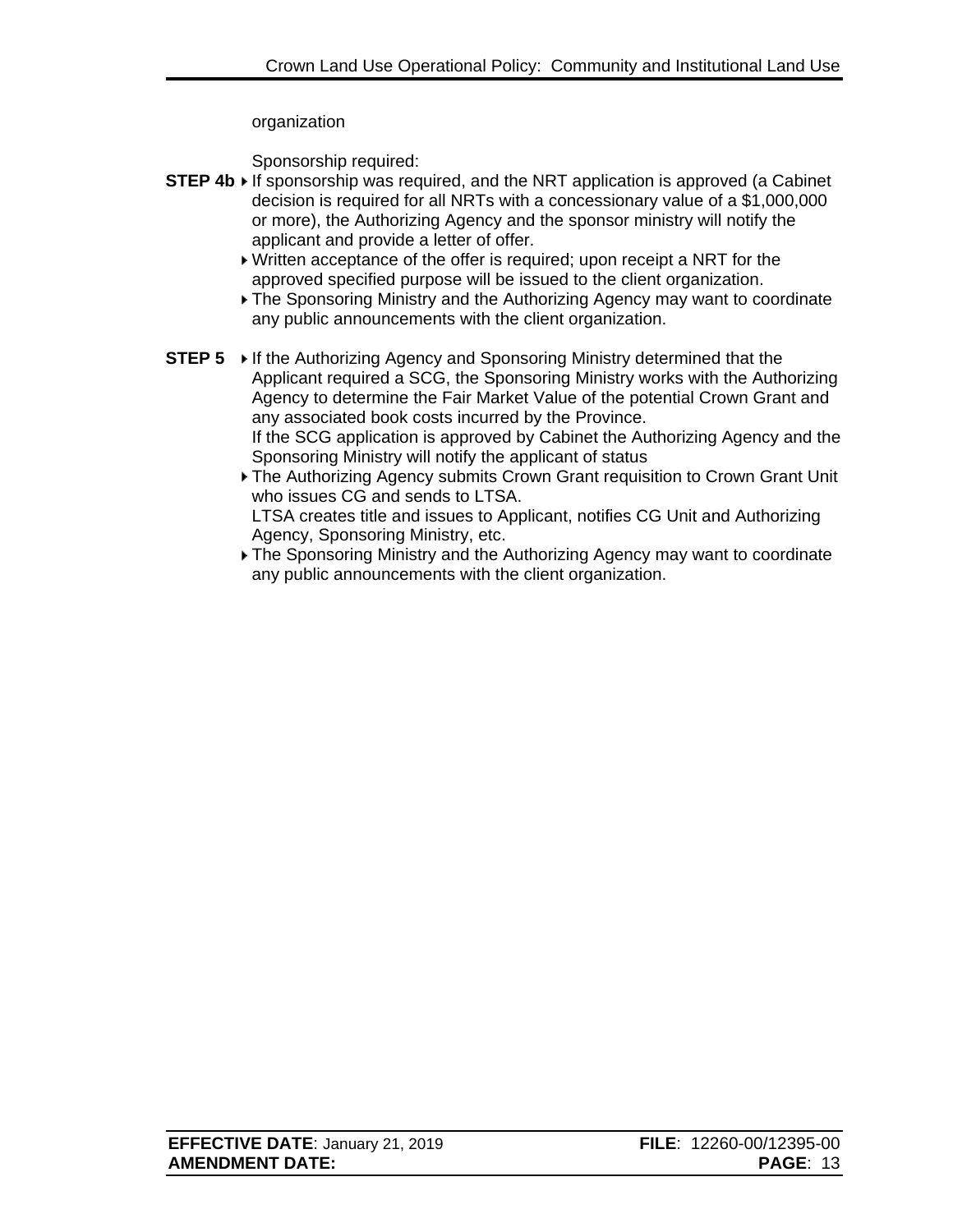organization

Sponsorship required:

**STEP 4b** ▸ If sponsorship was required, and the NRT application is approved (a Cabinet decision is required for all NRTs with a concessionary value of a $1,000,000 or more), the Authorizing Agency and the sponsor ministry will notify the applicant and provide a letter of offer.

▸ Written acceptance of the offer is required; upon receipt a NRT for the approved specified purpose will be issued to the client organization.

▸ The Sponsoring Ministry and the Authorizing Agency may want to coordinate any public announcements with the client organization.

**STEP 5** ▸ If the Authorizing Agency and Sponsoring Ministry determined that the Applicant required a SCG, the Sponsoring Ministry works with the Authorizing Agency to determine the Fair Market Value of the potential Crown Grant and any associated book costs incurred by the Province.
If the SCG application is approved by Cabinet the Authorizing Agency and the Sponsoring Ministry will notify the applicant of status

▸ The Authorizing Agency submits Crown Grant requisition to Crown Grant Unit who issues CG and sends to LTSA.
LTSA creates title and issues to Applicant, notifies CG Unit and Authorizing Agency, Sponsoring Ministry, etc.

▸ The Sponsoring Ministry and the Authorizing Agency may want to coordinate any public announcements with the client organization.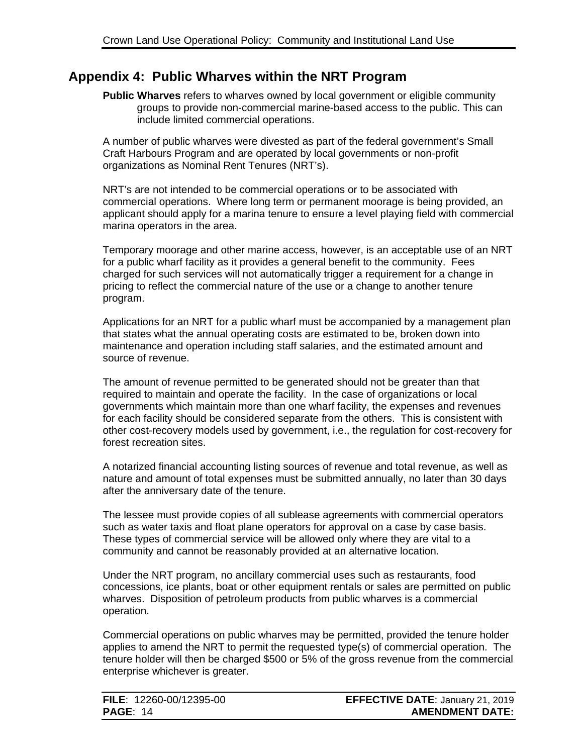## Appendix 4: Public Wharves within the NRT Program

**Public Wharves** refers to wharves owned by local government or eligible community groups to provide non-commercial marine-based access to the public. This can include limited commercial operations.

A number of public wharves were divested as part of the federal government's Small Craft Harbours Program and are operated by local governments or non-profit organizations as Nominal Rent Tenures (NRT's).

NRT's are not intended to be commercial operations or to be associated with commercial operations. Where long term or permanent moorage is being provided, an applicant should apply for a marina tenure to ensure a level playing field with commercial marina operators in the area.

Temporary moorage and other marine access, however, is an acceptable use of an NRT for a public wharf facility as it provides a general benefit to the community. Fees charged for such services will not automatically trigger a requirement for a change in pricing to reflect the commercial nature of the use or a change to another tenure program.

Applications for an NRT for a public wharf must be accompanied by a management plan that states what the annual operating costs are estimated to be, broken down into maintenance and operation including staff salaries, and the estimated amount and source of revenue.

The amount of revenue permitted to be generated should not be greater than that required to maintain and operate the facility. In the case of organizations or local governments which maintain more than one wharf facility, the expenses and revenues for each facility should be considered separate from the others. This is consistent with other cost-recovery models used by government, i.e., the regulation for cost-recovery for forest recreation sites.

A notarized financial accounting listing sources of revenue and total revenue, as well as nature and amount of total expenses must be submitted annually, no later than 30 days after the anniversary date of the tenure.

The lessee must provide copies of all sublease agreements with commercial operators such as water taxis and float plane operators for approval on a case by case basis. These types of commercial service will be allowed only where they are vital to a community and cannot be reasonably provided at an alternative location.

Under the NRT program, no ancillary commercial uses such as restaurants, food concessions, ice plants, boat or other equipment rentals or sales are permitted on public wharves. Disposition of petroleum products from public wharves is a commercial operation.

Commercial operations on public wharves may be permitted, provided the tenure holder applies to amend the NRT to permit the requested type(s) of commercial operation. The tenure holder will then be charged $500 or 5% of the gross revenue from the commercial enterprise whichever is greater.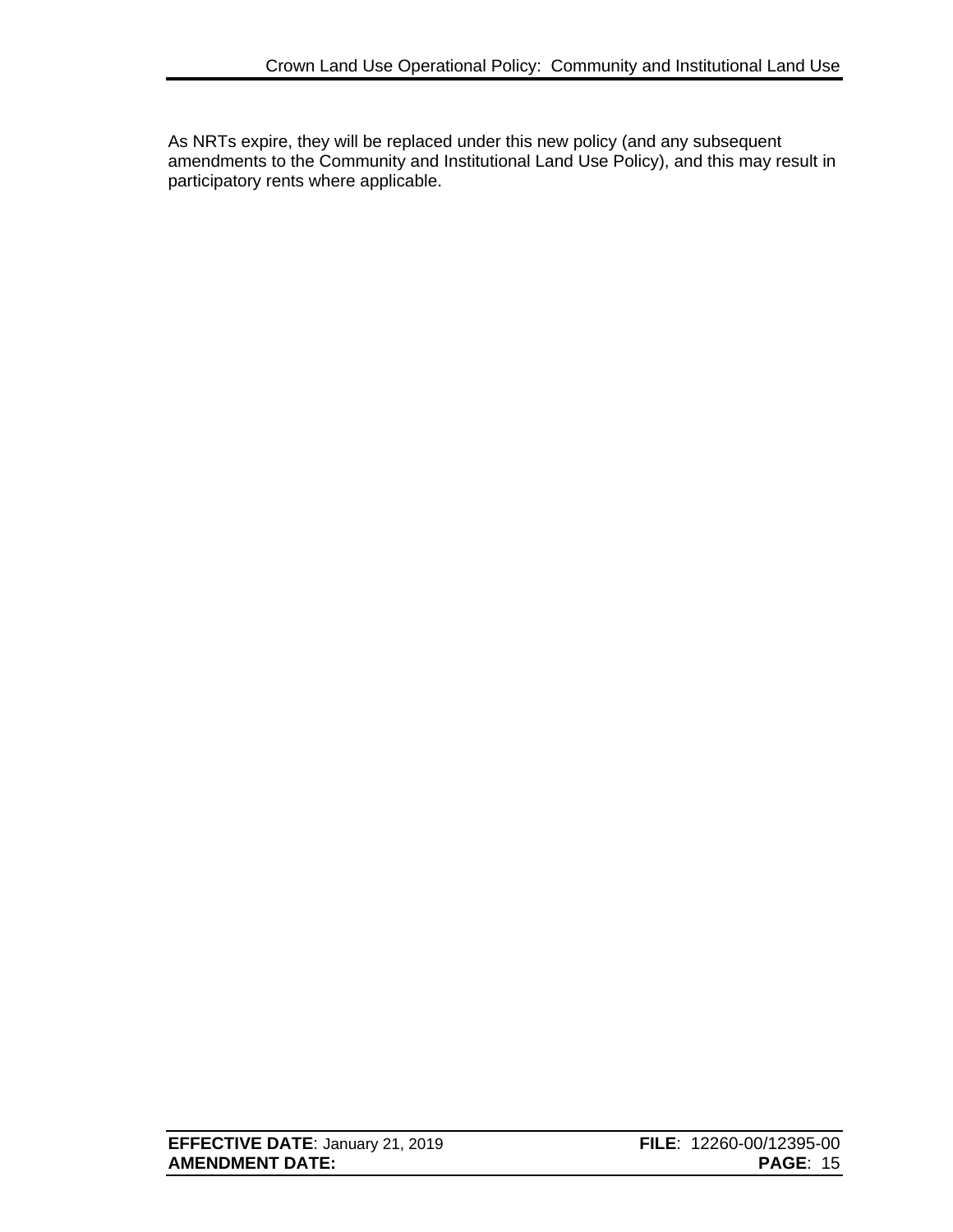As NRTs expire, they will be replaced under this new policy (and any subsequent amendments to the Community and Institutional Land Use Policy), and this may result in participatory rents where applicable.